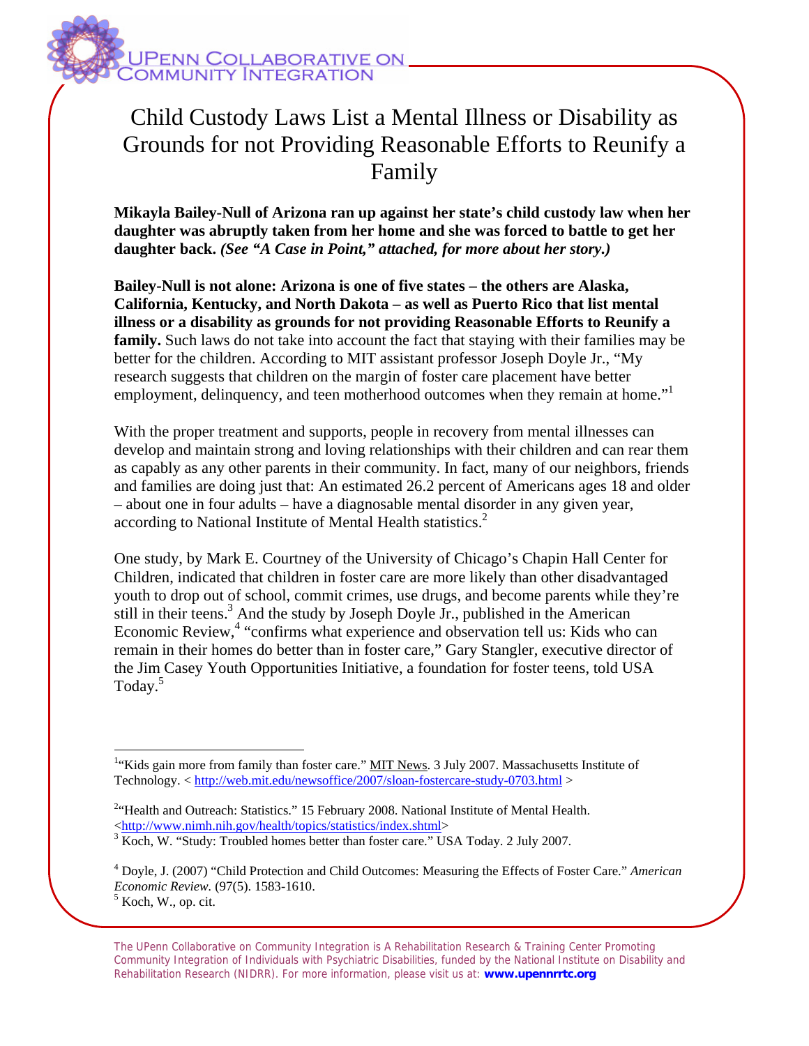UPenn Collaborative on Community Integration

# Child Custody Laws List a Mental Illness or Disability as Grounds for not Providing Reasonable Efforts to Reunify a Family

**Mikayla Bailey-Null of Arizona ran up against her state's child custody law when her daughter was abruptly taken from her home and she was forced to battle to get her daughter back.** ***(See "A Case in Point," attached, for more about her story.)***

**Bailey-Null is not alone: Arizona is one of five states – the others are Alaska, California, Kentucky, and North Dakota – as well as Puerto Rico that list mental illness or a disability as grounds for not providing Reasonable Efforts to Reunify a family.** Such laws do not take into account the fact that staying with their families may be better for the children. According to MIT assistant professor Joseph Doyle Jr., "My research suggests that children on the margin of foster care placement have better employment, delinquency, and teen motherhood outcomes when they remain at home."[1]

With the proper treatment and supports, people in recovery from mental illnesses can develop and maintain strong and loving relationships with their children and can rear them as capably as any other parents in their community. In fact, many of our neighbors, friends and families are doing just that: An estimated 26.2 percent of Americans ages 18 and older – about one in four adults – have a diagnosable mental disorder in any given year, according to National Institute of Mental Health statistics.[2]

One study, by Mark E. Courtney of the University of Chicago's Chapin Hall Center for Children, indicated that children in foster care are more likely than other disadvantaged youth to drop out of school, commit crimes, use drugs, and become parents while they're still in their teens.[3] And the study by Joseph Doyle Jr., published in the American Economic Review,[4] "confirms what experience and observation tell us: Kids who can remain in their homes do better than in foster care," Gary Stangler, executive director of the Jim Casey Youth Opportunities Initiative, a foundation for foster teens, told USA Today.[5]

---

[1] "Kids gain more from family than foster care." MIT News. 3 July 2007. Massachusetts Institute of Technology. < http://web.mit.edu/newsoffice/2007/sloan-fostercare-study-0703.html >

[2] "Health and Outreach: Statistics." 15 February 2008. National Institute of Mental Health. <http://www.nimh.nih.gov/health/topics/statistics/index.shtml>

[3] Koch, W. "Study: Troubled homes better than foster care." USA Today. 2 July 2007.

[4] Doyle, J. (2007) "Child Protection and Child Outcomes: Measuring the Effects of Foster Care." *American Economic Review.* (97(5). 1583-1610.

[5] Koch, W., op. cit.

The UPenn Collaborative on Community Integration is A Rehabilitation Research & Training Center Promoting Community Integration of Individuals with Psychiatric Disabilities, funded by the National Institute on Disability and Rehabilitation Research (NIDRR). For more information, please visit us at: **www.upennrrtc.org**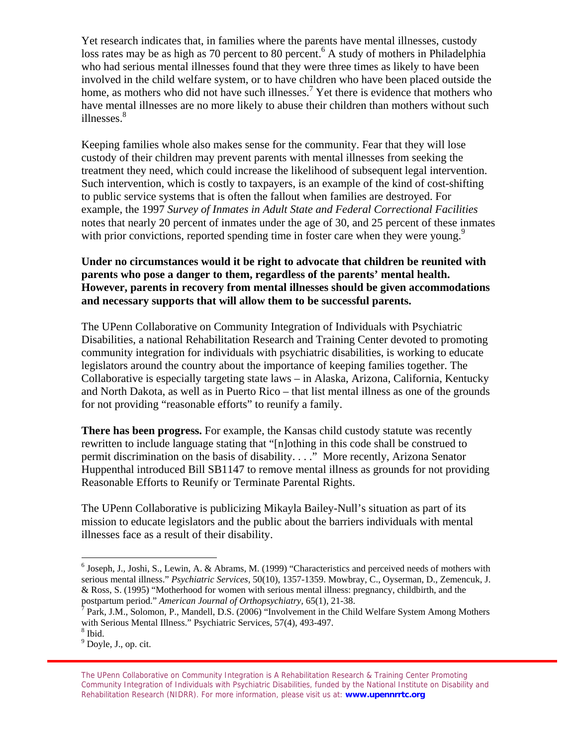Yet research indicates that, in families where the parents have mental illnesses, custody loss rates may be as high as 70 percent to 80 percent.[6] A study of mothers in Philadelphia who had serious mental illnesses found that they were three times as likely to have been involved in the child welfare system, or to have children who have been placed outside the home, as mothers who did not have such illnesses.[7] Yet there is evidence that mothers who have mental illnesses are no more likely to abuse their children than mothers without such illnesses.[8]

Keeping families whole also makes sense for the community. Fear that they will lose custody of their children may prevent parents with mental illnesses from seeking the treatment they need, which could increase the likelihood of subsequent legal intervention. Such intervention, which is costly to taxpayers, is an example of the kind of cost-shifting to public service systems that is often the fallout when families are destroyed. For example, the 1997 *Survey of Inmates in Adult State and Federal Correctional Facilities* notes that nearly 20 percent of inmates under the age of 30, and 25 percent of these inmates with prior convictions, reported spending time in foster care when they were young.[9]

**Under no circumstances would it be right to advocate that children be reunited with parents who pose a danger to them, regardless of the parents' mental health. However, parents in recovery from mental illnesses should be given accommodations and necessary supports that will allow them to be successful parents.**

The UPenn Collaborative on Community Integration of Individuals with Psychiatric Disabilities, a national Rehabilitation Research and Training Center devoted to promoting community integration for individuals with psychiatric disabilities, is working to educate legislators around the country about the importance of keeping families together. The Collaborative is especially targeting state laws – in Alaska, Arizona, California, Kentucky and North Dakota, as well as in Puerto Rico – that list mental illness as one of the grounds for not providing "reasonable efforts" to reunify a family.

**There has been progress.** For example, the Kansas child custody statute was recently rewritten to include language stating that "[n]othing in this code shall be construed to permit discrimination on the basis of disability. . . ." More recently, Arizona Senator Huppenthal introduced Bill SB1147 to remove mental illness as grounds for not providing Reasonable Efforts to Reunify or Terminate Parental Rights.

The UPenn Collaborative is publicizing Mikayla Bailey-Null's situation as part of its mission to educate legislators and the public about the barriers individuals with mental illnesses face as a result of their disability.

---

[6] Joseph, J., Joshi, S., Lewin, A. & Abrams, M. (1999) "Characteristics and perceived needs of mothers with serious mental illness." *Psychiatric Services*, 50(10), 1357-1359. Mowbray, C., Oyserman, D., Zemencuk, J. & Ross, S. (1995) "Motherhood for women with serious mental illness: pregnancy, childbirth, and the postpartum period." *American Journal of Orthopsychiatry*, 65(1), 21-38.

[7] Park, J.M., Solomon, P., Mandell, D.S. (2006) "Involvement in the Child Welfare System Among Mothers with Serious Mental Illness." Psychiatric Services, 57(4), 493-497.

[8] Ibid.

[9] Doyle, J., op. cit.

The UPenn Collaborative on Community Integration is A Rehabilitation Research & Training Center Promoting Community Integration of Individuals with Psychiatric Disabilities, funded by the National Institute on Disability and Rehabilitation Research (NIDRR). For more information, please visit us at: **www.upennrrtc.org**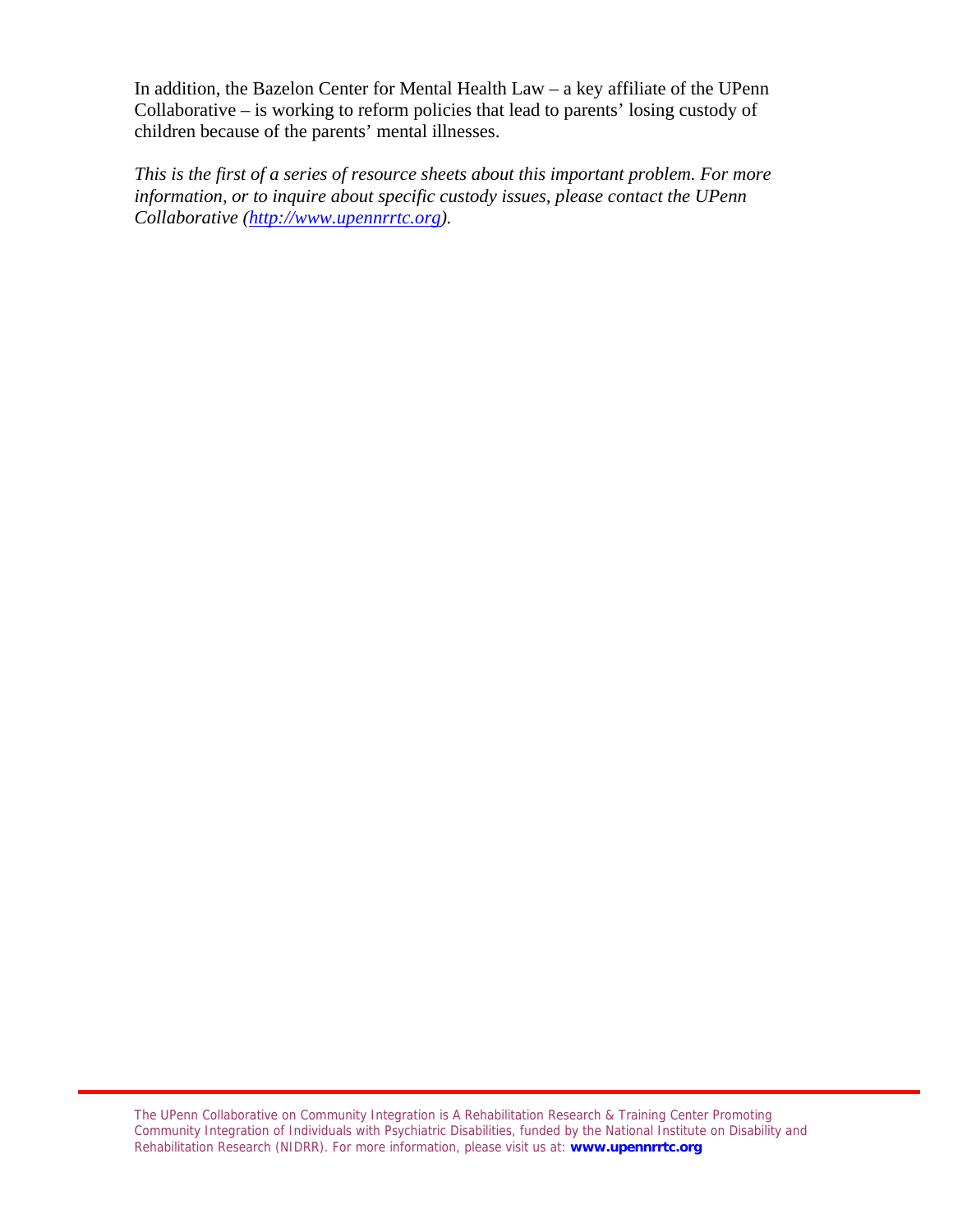In addition, the Bazelon Center for Mental Health Law – a key affiliate of the UPenn Collaborative – is working to reform policies that lead to parents' losing custody of children because of the parents' mental illnesses.

*This is the first of a series of resource sheets about this important problem. For more information, or to inquire about specific custody issues, please contact the UPenn Collaborative ([http://www.upennrrtc.org](http://www.upennrrtc.org)).*